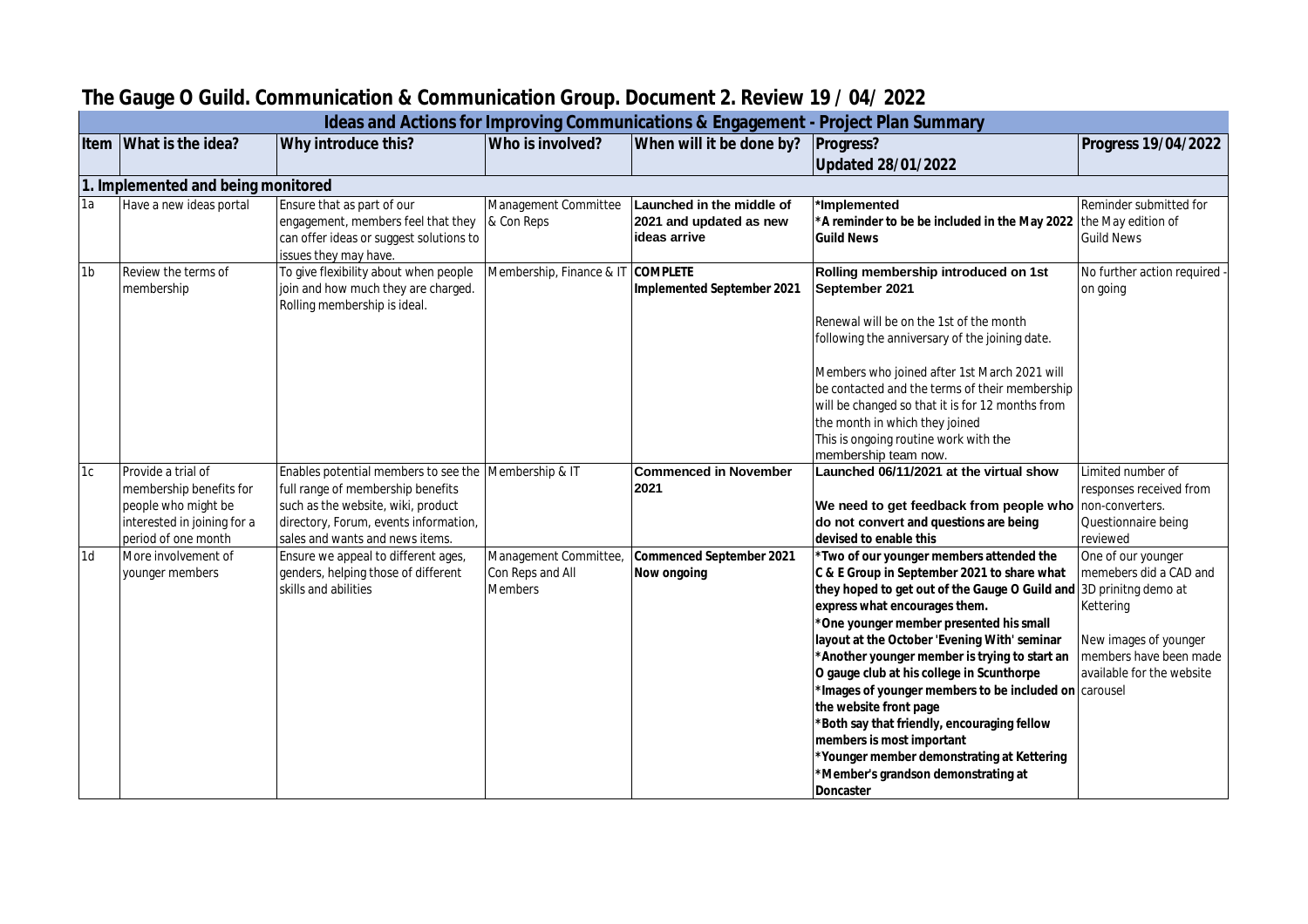# The Gauge O Guild. Communication & Communication Group. Document 2. Review 19 / 04/ 2022

| Ideas and Actions for Improving Communications & Engagement - Project Plan Summary | | | | | | |
|---|---|---|---|---|---|---|
| **Item** | **What is the idea?** | **Why introduce this?** | **Who is involved?** | **When will it be done by?** | **Progress? Updated 28/01/2022** | **Progress 19/04/2022** |
| **1. Implemented and being monitored** | | | | | | |
| 1a | Have a new ideas portal | Ensure that as part of our engagement, members feel that they can offer ideas or suggest solutions to issues they may have. | Management Committee & Con Reps | **Launched in the middle of 2021 and updated as new ideas arrive** | **\*Implemented**<br>**\*A reminder to be be included in the May 2022 Guild News** | Reminder submitted for the May edition of Guild News |
| 1b | Review the terms of membership | To give flexibility about when people join and how much they are charged. Rolling membership is ideal. | Membership, Finance & IT | **COMPLETE**<br>**Implemented September 2021** | **Rolling membership introduced on 1st September 2021**<br><br>Renewal will be on the 1st of the month following the anniversary of the joining date.<br><br>Members who joined after 1st March 2021 will be contacted and the terms of their membership will be changed so that it is for 12 months from the month in which they joined<br>This is ongoing routine work with the membership team now. | No further action required - on going |
| 1c | Provide a trial of membership benefits for people who might be interested in joining for a period of one month | Enables potential members to see the full range of membership benefits such as the website, wiki, product directory, Forum, events information, sales and wants and news items. | Membership & IT | **Commenced in November 2021** | **Launched 06/11/2021 at the virtual show**<br><br>**We need to get feedback from people who do not convert and questions are being devised to enable this** | Limited number of responses received from non-converters. Questionnaire being reviewed |
| 1d | More involvement of younger members | Ensure we appeal to different ages, genders, helping those of different skills and abilities | Management Committee, Con Reps and All Members | **Commenced September 2021**<br>**Now ongoing** | **\*Two of our younger members attended the C & E Group in September 2021 to share what they hoped to get out of the Gauge O Guild and express what encourages them.**<br>**\*One younger member presented his small layout at the October 'Evening With' seminar**<br>**\*Another younger member is trying to start an O gauge club at his college in Scunthorpe**<br>**\*Images of younger members to be included on the website front page**<br>**\*Both say that friendly, encouraging fellow members is most important**<br>**\*Younger member demonstrating at Kettering**<br>**\*Member's grandson demonstrating at Doncaster** | One of our younger memebers did a CAD and 3D prinitng demo at Kettering<br><br>New images of younger members have been made available for the website carousel |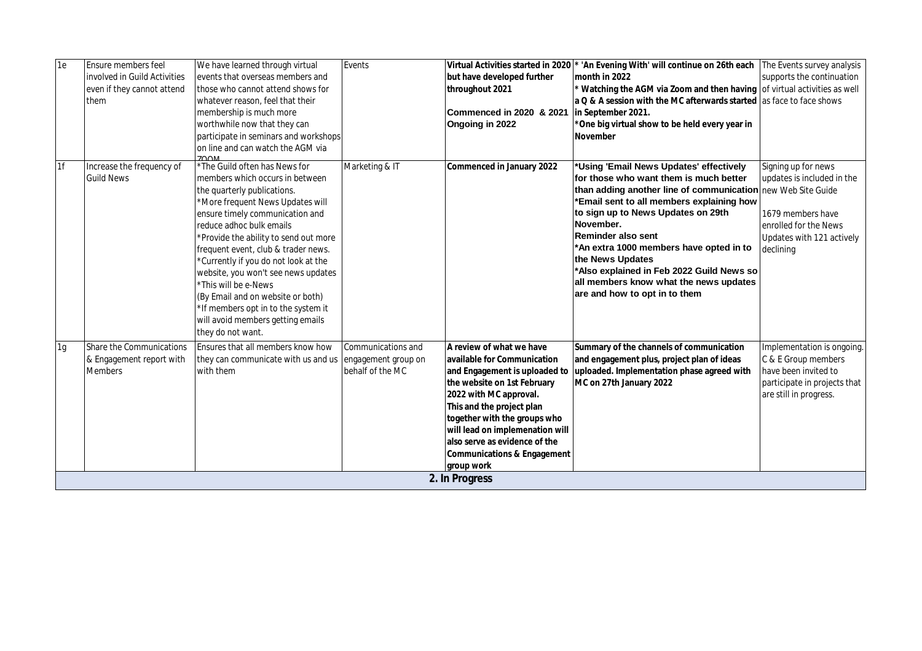| 1e | Ensure members feel involved in Guild Activities even if they cannot attend them | We have learned through virtual events that overseas members and those who cannot attend shows for whatever reason, feel that their membership is much more worthwhile now that they can participate in seminars and workshops on line and can watch the AGM via ZOOM | Events | **Virtual Activities started in 2020 but have developed further throughout 2021**<br><br>**Commenced in 2020 & 2021 Ongoing in 2022** | **\* 'An Evening With' will continue on 26th each month in 2022**<br>**\* Watching the AGM via Zoom and then having a Q & A session with the MC afterwards started in September 2021.**<br>**\*One big virtual show to be held every year in November** | The Events survey analysis supports the continuation of virtual activities as well as face to face shows |
|---|---|---|---|---|---|---|
| 1f | Increase the frequency of Guild News | \*The Guild often has News for members which occurs in between the quarterly publications.<br>\*More frequent News Updates will ensure timely communication and reduce adhoc bulk emails<br>\*Provide the ability to send out more frequent event, club & trader news.<br>\*Currently if you do not look at the website, you won't see news updates<br>\*This will be e-News<br>(By Email and on website or both)<br>\*If members opt in to the system it will avoid members getting emails they do not want. | Marketing & IT | **Commenced in January 2022** | **\*Using 'Email News Updates' effectively for those who want them is much better than adding another line of communication**<br>**\*Email sent to all members explaining how to sign up to News Updates on 29th November.**<br>**Reminder also sent**<br>**\*An extra 1000 members have opted in to the News Updates**<br>**\*Also explained in Feb 2022 Guild News so all members know what the news updates are and how to opt in to them** | Signing up for news updates is included in the new Web Site Guide<br><br>1679 members have enrolled for the News Updates with 121 actively declining |
| 1g | Share the Communications & Engagement report with Members | Ensures that all members know how they can communicate with us and us with them | Communications and engagement group on behalf of the MC | **A review of what we have available for Communication and Engagement is uploaded to the website on 1st February 2022 with MC approval.**<br>**This and the project plan together with the groups who will lead on implemenation will also serve as evidence of the Communications & Engagement group work** | **Summary of the channels of communication and engagement plus, project plan of ideas uploaded. Implementation phase agreed with MC on 27th January 2022** | Implementation is ongoing. C & E Group members have been invited to participate in projects that are still in progress. |
| **2. In Progress** | | | | | | |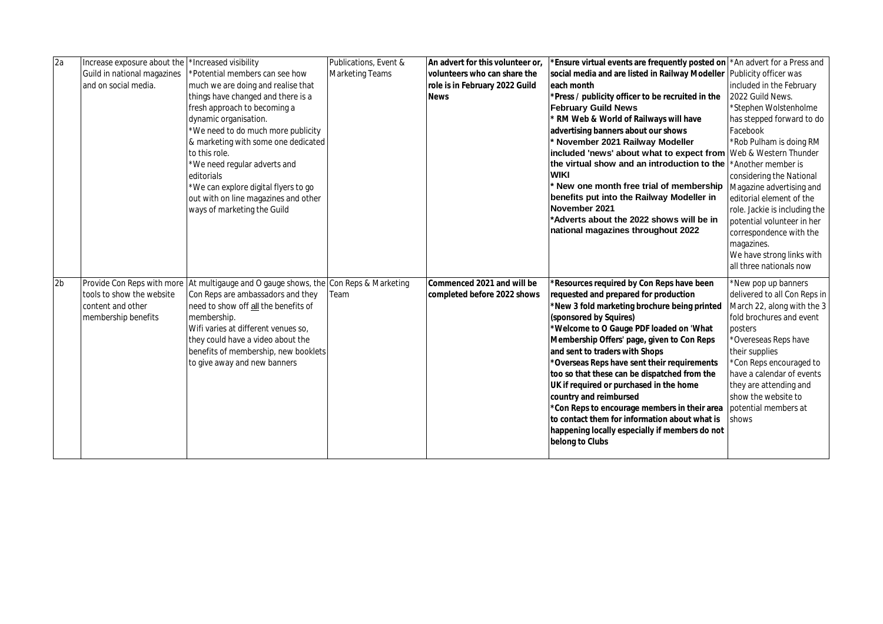| | | | | | | |
|---|---|---|---|---|---|---|
| 2a | Increase exposure about the Guild in national magazines and on social media. | *Increased visibility<br>*Potential members can see how much we are doing and realise that things have changed and there is a fresh approach to becoming a dynamic organisation.<br>*We need to do much more publicity & marketing with some one dedicated to this role.<br>*We need regular adverts and editorials<br>*We can explore digital flyers to go out with on line magazines and other ways of marketing the Guild | Publications, Event & Marketing Teams | **An advert for this volunteer or, volunteers who can share the role is in February 2022 Guild News** | ***Ensure virtual events are frequently posted on social media and are listed in Railway Modeller each month**<br>***Press / publicity officer to be recruited in the February Guild News**<br>*** RM Web & World of Railways will have advertising banners about our shows**<br>*** November 2021 Railway Modeller included 'news' about what to expect from the virtual show and an introduction to the WIKI**<br>*** New one month free trial of membership benefits put into the Railway Modeller in November 2021**<br>***Adverts about the 2022 shows will be in national magazines throughout 2022** | *An advert for a Press and Publicity officer was included in the February 2022 Guild News.<br>*Stephen Wolstenholme has stepped forward to do Facebook<br>*Rob Pulham is doing RM Web & Western Thunder<br>*Another member is considering the National Magazine advertising and editorial element of the role. Jackie is including the potential volunteer in her correspondence with the magazines.<br>We have strong links with all three nationals now |
| 2b | Provide Con Reps with more tools to show the website content and other membership benefits | At multigauge and O gauge shows, the Con Reps are ambassadors and they need to show off <u>all</u> the benefits of membership.<br>Wifi varies at different venues so, they could have a video about the benefits of membership, new booklets to give away and new banners | Con Reps & Marketing Team | **Commenced 2021 and will be completed before 2022 shows** | ***Resources required by Con Reps have been requested and prepared for production**<br>***New 3 fold marketing brochure being printed (sponsored by Squires)**<br>***Welcome to O Gauge PDF loaded on 'What Membership Offers' page, given to Con Reps and sent to traders with Shops**<br>***Overseas Reps have sent their requirements too so that these can be dispatched from the UK if required or purchased in the home country and reimbursed**<br>***Con Reps to encourage members in their area to contact them for information about what is happening locally especially if members do not belong to Clubs** | *New pop up banners delivered to all Con Reps in March 22, along with the 3 fold brochures and event posters<br>*Overeseas Reps have their supplies<br>*Con Reps encouraged to have a calendar of events they are attending and show the website to potential members at shows |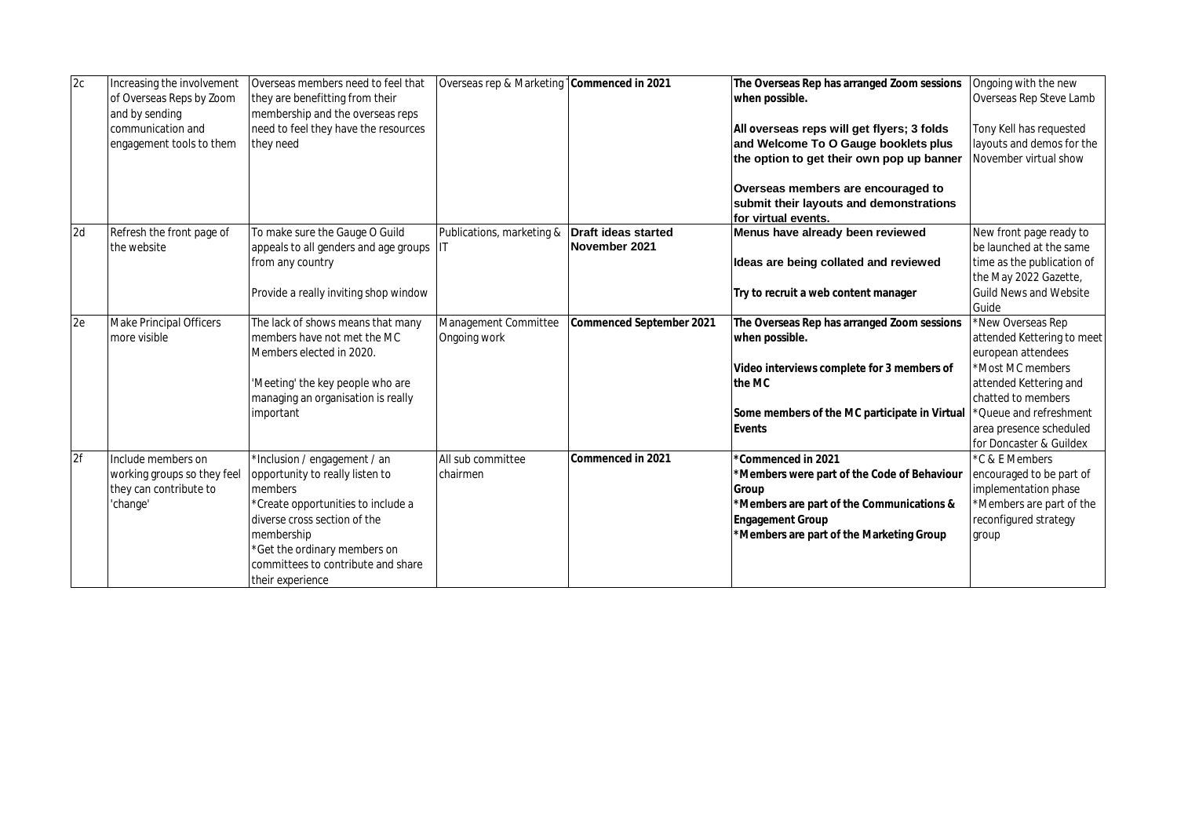| 2c | Increasing the involvement of Overseas Reps by Zoom and by sending communication and engagement tools to them | Overseas members need to feel that they are benefitting from their membership and the overseas reps need to feel they have the resources they need | Overseas rep & Marketing | **Commenced in 2021** | **The Overseas Rep has arranged Zoom sessions when possible.**<br><br>**All overseas reps will get flyers; 3 folds and Welcome To O Gauge booklets plus the option to get their own pop up banner**<br><br>**Overseas members are encouraged to submit their layouts and demonstrations for virtual events.** | Ongoing with the new Overseas Rep Steve Lamb<br><br>Tony Kell has requested layouts and demos for the November virtual show |
|---|---|---|---|---|---|---|
| 2d | Refresh the front page of the website | To make sure the Gauge O Guild appeals to all genders and age groups from any country<br><br>Provide a really inviting shop window | Publications, marketing & IT | **Draft ideas started November 2021** | **Menus have already been reviewed**<br><br>**Ideas are being collated and reviewed**<br><br>**Try to recruit a web content manager** | New front page ready to be launched at the same time as the publication of the May 2022 Gazette, Guild News and Website Guide |
| 2e | Make Principal Officers more visible | The lack of shows means that many members have not met the MC Members elected in 2020.<br><br>'Meeting' the key people who are managing an organisation is really important | Management Committee Ongoing work | **Commenced September 2021** | **The Overseas Rep has arranged Zoom sessions when possible.**<br><br>**Video interviews complete for 3 members of the MC**<br><br>**Some members of the MC participate in Virtual Events** | *New Overseas Rep attended Kettering to meet european attendees<br>*Most MC members attended Kettering and chatted to members<br>*Queue and refreshment area presence scheduled for Doncaster & Guildex |
| 2f | Include members on working groups so they feel they can contribute to 'change' | *Inclusion / engagement / an opportunity to really listen to members<br>*Create opportunities to include a diverse cross section of the membership<br>*Get the ordinary members on committees to contribute and share their experience | All sub committee chairmen | **Commenced in 2021** | ***Commenced in 2021**<br>***Members were part of the Code of Behaviour Group**<br>***Members are part of the Communications & Engagement Group**<br>***Members are part of the Marketing Group** | *C & E Members encouraged to be part of implementation phase<br>*Members are part of the reconfigured strategy group |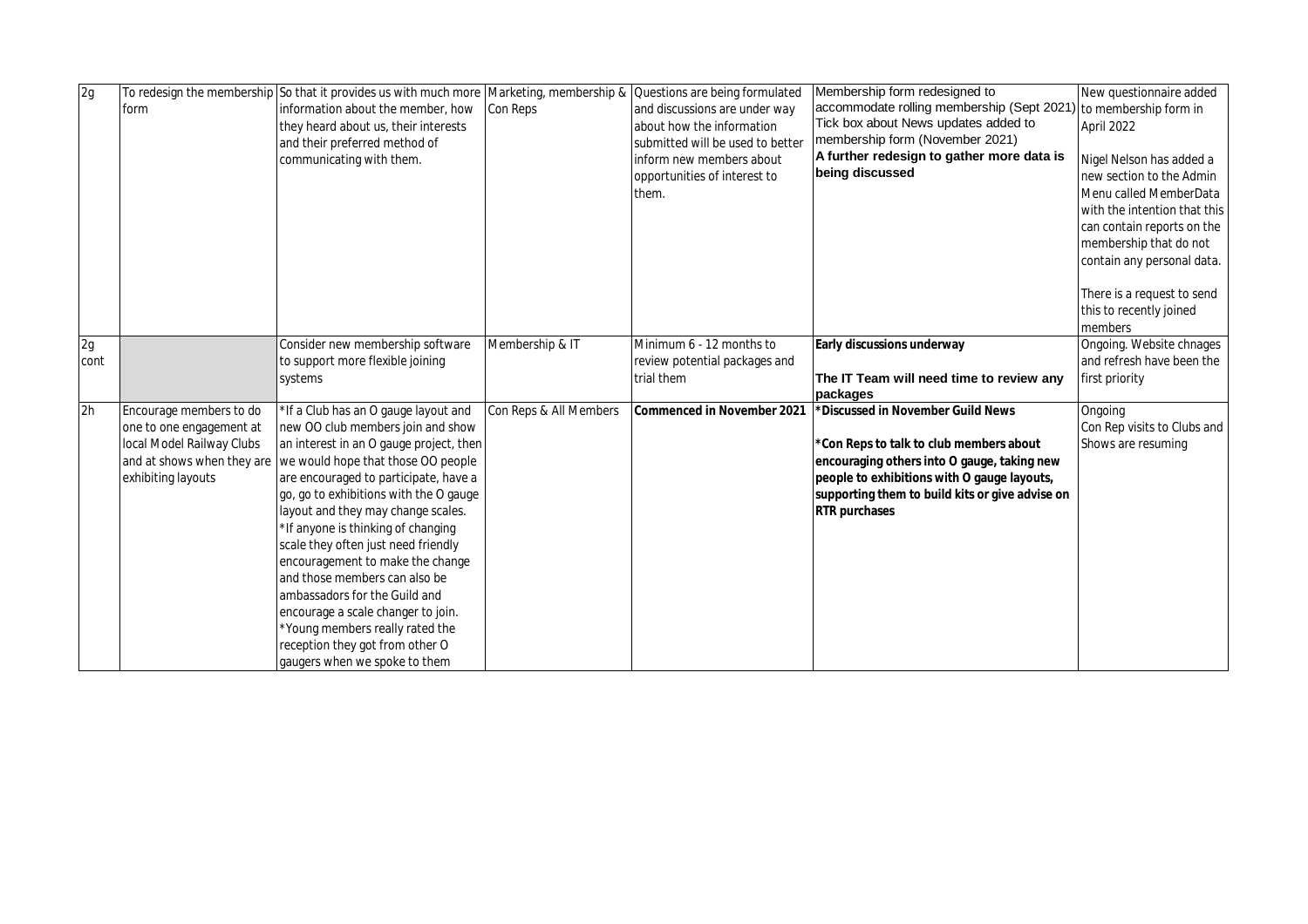| 2g | To redesign the membership form | So that it provides us with much more information about the member, how they heard about us, their interests and their preferred method of communicating with them. | Marketing, membership & Con Reps | Questions are being formulated and discussions are under way about how the information submitted will be used to better inform new members about opportunities of interest to them. | Membership form redesigned to accommodate rolling membership (Sept 2021) Tick box about News updates added to membership form (November 2021) **A further redesign to gather more data is being discussed** | New questionnaire added to membership form in April 2022<br><br>Nigel Nelson has added a new section to the Admin Menu called MemberData with the intention that this can contain reports on the membership that do not contain any personal data.<br><br>There is a request to send this to recently joined members |
|---|---|---|---|---|---|---|
| 2g cont | | Consider new membership software to support more flexible joining systems | Membership & IT | Minimum 6 - 12 months to review potential packages and trial them | **Early discussions underway**<br><br>**The IT Team will need time to review any packages** | Ongoing. Website chnages and refresh have been the first priority |
| 2h | Encourage members to do one to one engagement at local Model Railway Clubs and at shows when they are exhibiting layouts | *If a Club has an O gauge layout and new OO club members join and show an interest in an O gauge project, then we would hope that those OO people are encouraged to participate, have a go, go to exhibitions with the O gauge layout and they may change scales.<br>*If anyone is thinking of changing scale they often just need friendly encouragement to make the change and those members can also be ambassadors for the Guild and encourage a scale changer to join.<br>*Young members really rated the reception they got from other O gaugers when we spoke to them | Con Reps & All Members | **Commenced in November 2021** | ***Discussed in November Guild News**<br><br>***Con Reps to talk to club members about encouraging others into O gauge, taking new people to exhibitions with O gauge layouts, supporting them to build kits or give advise on RTR purchases** | Ongoing<br>Con Rep visits to Clubs and Shows are resuming |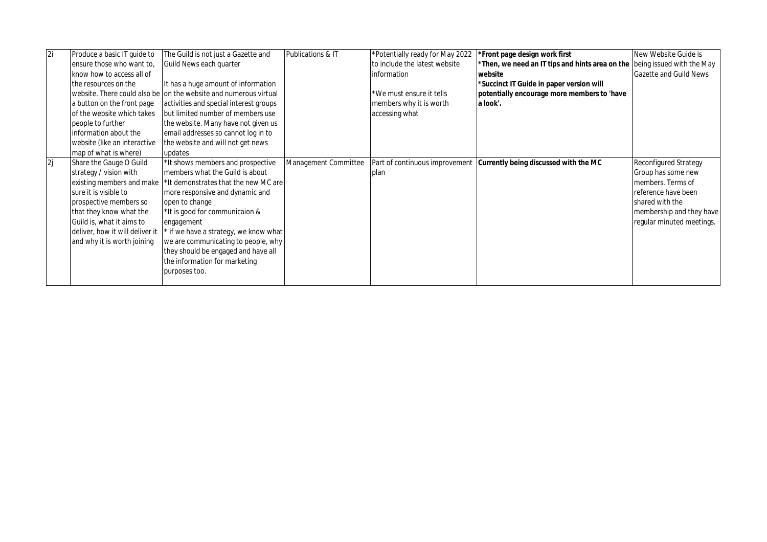| | | | | | | |
|---|---|---|---|---|---|---|
| 2i | Produce a basic IT guide to ensure those who want to, know how to access all of the resources on the website. There could also be a button on the front page of the website which takes people to further information about the website (like an interactive map of what is where) | The Guild is not just a Gazette and Guild News each quarter<br><br>It has a huge amount of information on the website and numerous virtual activities and special interest groups but limited number of members use the website. Many have not given us email addresses so cannot log in to the website and will not get news updates | Publications & IT | *Potentially ready for May 2022 to include the latest website information<br><br>*We must ensure it tells members why it is worth accessing what | **\*Front page design work first**<br>**\*Then, we need an IT tips and hints area on the website**<br>**\*Succinct IT Guide in paper version will potentially encourage more members to 'have a look'.** | New Website Guide is being issued with the May Gazette and Guild News |
| 2j | Share the Gauge O Guild strategy / vision with existing members and make sure it is visible to prospective members so that they know what the Guild is, what it aims to deliver, how it will deliver it and why it is worth joining | *It shows members and prospective members what the Guild is about<br>*It demonstrates that the new MC are more responsive and dynamic and open to change<br>*It is good for communicaion & engagement<br>* if we have a strategy, we know what we are communicating to people, why they should be engaged and have all the information for marketing purposes too. | Management Committee | Part of continuous improvement plan | **Currently being discussed with the MC** | Reconfigured Strategy Group has some new members. Terms of reference have been shared with the membership and they have regular minuted meetings. |